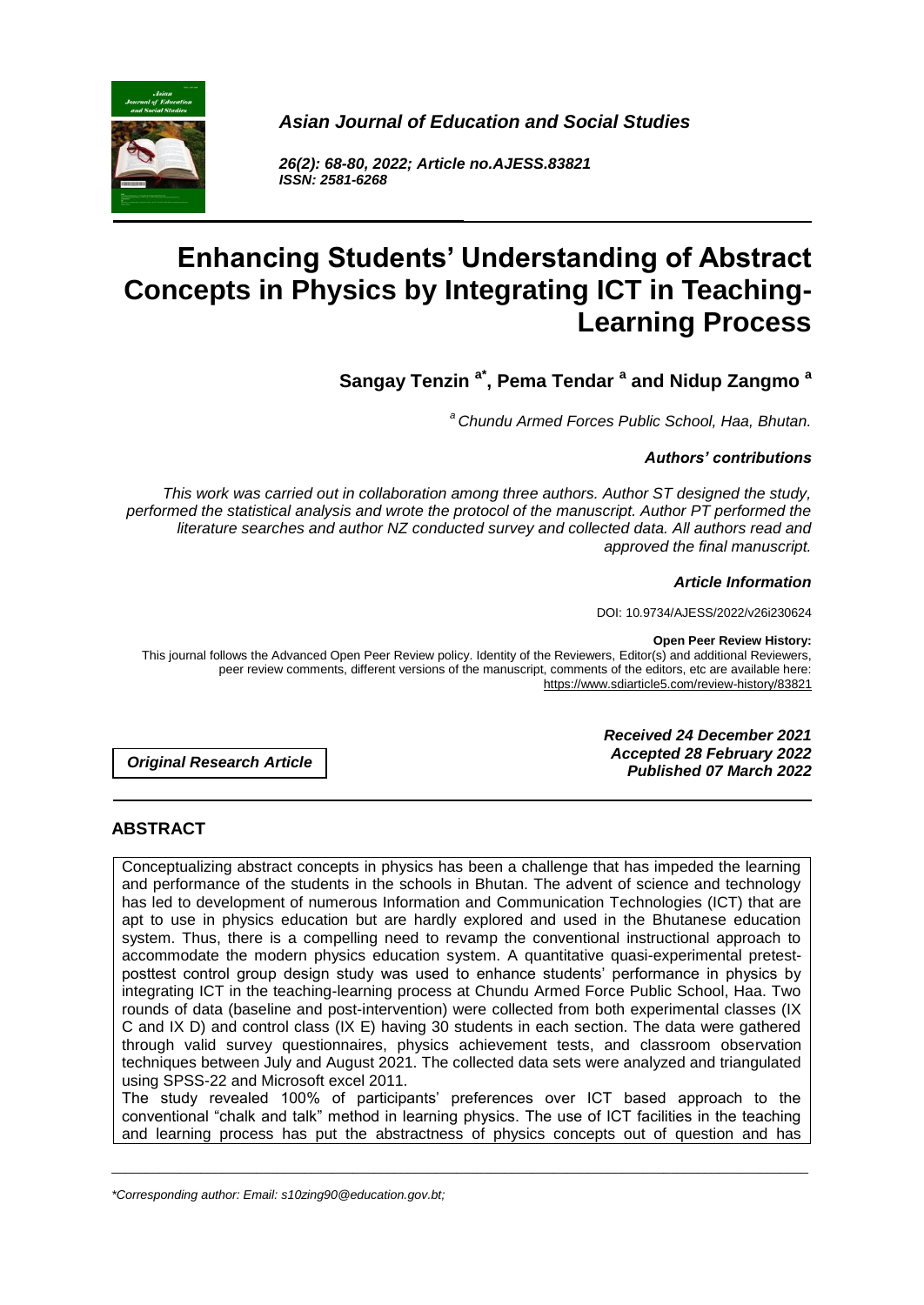*Asian Journal of Education and Social Studies*

*26(2): 68-80, 2022; Article no.AJESS.83821*
*ISSN: 2581-6268*

# Enhancing Students' Understanding of Abstract Concepts in Physics by Integrating ICT in Teaching-Learning Process

**Sangay Tenzin [a*], Pema Tendar [a] and Nidup Zangmo [a]**

*[a] Chundu Armed Forces Public School, Haa, Bhutan.*

***Authors' contributions***

*This work was carried out in collaboration among three authors. Author ST designed the study, performed the statistical analysis and wrote the protocol of the manuscript. Author PT performed the literature searches and author NZ conducted survey and collected data. All authors read and approved the final manuscript.*

***Article Information***

DOI: 10.9734/AJESS/2022/v26i230624

**Open Peer Review History:**
This journal follows the Advanced Open Peer Review policy. Identity of the Reviewers, Editor(s) and additional Reviewers, peer review comments, different versions of the manuscript, comments of the editors, etc are available here: https://www.sdiarticle5.com/review-history/83821

***Original Research Article***

***Received 24 December 2021***
***Accepted 28 February 2022***
***Published 07 March 2022***

## ABSTRACT

Conceptualizing abstract concepts in physics has been a challenge that has impeded the learning and performance of the students in the schools in Bhutan. The advent of science and technology has led to development of numerous Information and Communication Technologies (ICT) that are apt to use in physics education but are hardly explored and used in the Bhutanese education system. Thus, there is a compelling need to revamp the conventional instructional approach to accommodate the modern physics education system. A quantitative quasi-experimental pretest-posttest control group design study was used to enhance students' performance in physics by integrating ICT in the teaching-learning process at Chundu Armed Force Public School, Haa. Two rounds of data (baseline and post-intervention) were collected from both experimental classes (IX C and IX D) and control class (IX E) having 30 students in each section. The data were gathered through valid survey questionnaires, physics achievement tests, and classroom observation techniques between July and August 2021. The collected data sets were analyzed and triangulated using SPSS-22 and Microsoft excel 2011.

The study revealed 100% of participants' preferences over ICT based approach to the conventional "chalk and talk" method in learning physics. The use of ICT facilities in the teaching and learning process has put the abstractness of physics concepts out of question and has

*\*Corresponding author: Email: s10zing90@education.gov.bt;*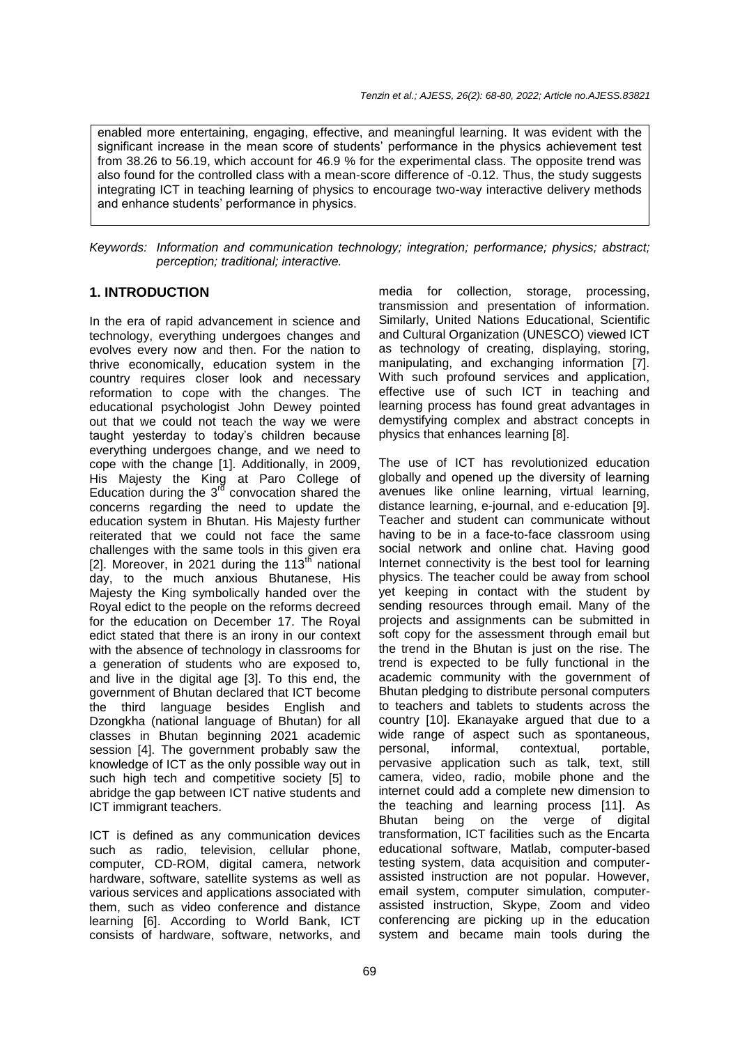enabled more entertaining, engaging, effective, and meaningful learning. It was evident with the significant increase in the mean score of students' performance in the physics achievement test from 38.26 to 56.19, which account for 46.9 % for the experimental class. The opposite trend was also found for the controlled class with a mean-score difference of -0.12. Thus, the study suggests integrating ICT in teaching learning of physics to encourage two-way interactive delivery methods and enhance students' performance in physics.

*Keywords: Information and communication technology; integration; performance; physics; abstract; perception; traditional; interactive.*

## 1. INTRODUCTION

In the era of rapid advancement in science and technology, everything undergoes changes and evolves every now and then. For the nation to thrive economically, education system in the country requires closer look and necessary reformation to cope with the changes. The educational psychologist John Dewey pointed out that we could not teach the way we were taught yesterday to today's children because everything undergoes change, and we need to cope with the change [1]. Additionally, in 2009, His Majesty the King at Paro College of Education during the 3rd convocation shared the concerns regarding the need to update the education system in Bhutan. His Majesty further reiterated that we could not face the same challenges with the same tools in this given era [2]. Moreover, in 2021 during the 113th national day, to the much anxious Bhutanese, His Majesty the King symbolically handed over the Royal edict to the people on the reforms decreed for the education on December 17. The Royal edict stated that there is an irony in our context with the absence of technology in classrooms for a generation of students who are exposed to, and live in the digital age [3]. To this end, the government of Bhutan declared that ICT become the third language besides English and Dzongkha (national language of Bhutan) for all classes in Bhutan beginning 2021 academic session [4]. The government probably saw the knowledge of ICT as the only possible way out in such high tech and competitive society [5] to abridge the gap between ICT native students and ICT immigrant teachers.

ICT is defined as any communication devices such as radio, television, cellular phone, computer, CD-ROM, digital camera, network hardware, software, satellite systems as well as various services and applications associated with them, such as video conference and distance learning [6]. According to World Bank, ICT consists of hardware, software, networks, and media for collection, storage, processing, transmission and presentation of information. Similarly, United Nations Educational, Scientific and Cultural Organization (UNESCO) viewed ICT as technology of creating, displaying, storing, manipulating, and exchanging information [7]. With such profound services and application, effective use of such ICT in teaching and learning process has found great advantages in demystifying complex and abstract concepts in physics that enhances learning [8].

The use of ICT has revolutionized education globally and opened up the diversity of learning avenues like online learning, virtual learning, distance learning, e-journal, and e-education [9]. Teacher and student can communicate without having to be in a face-to-face classroom using social network and online chat. Having good Internet connectivity is the best tool for learning physics. The teacher could be away from school yet keeping in contact with the student by sending resources through email. Many of the projects and assignments can be submitted in soft copy for the assessment through email but the trend in the Bhutan is just on the rise. The trend is expected to be fully functional in the academic community with the government of Bhutan pledging to distribute personal computers to teachers and tablets to students across the country [10]. Ekanayake argued that due to a wide range of aspect such as spontaneous, personal, informal, contextual, portable, pervasive application such as talk, text, still camera, video, radio, mobile phone and the internet could add a complete new dimension to the teaching and learning process [11]. As Bhutan being on the verge of digital transformation, ICT facilities such as the Encarta educational software, Matlab, computer-based testing system, data acquisition and computer-assisted instruction are not popular. However, email system, computer simulation, computer-assisted instruction, Skype, Zoom and video conferencing are picking up in the education system and became main tools during the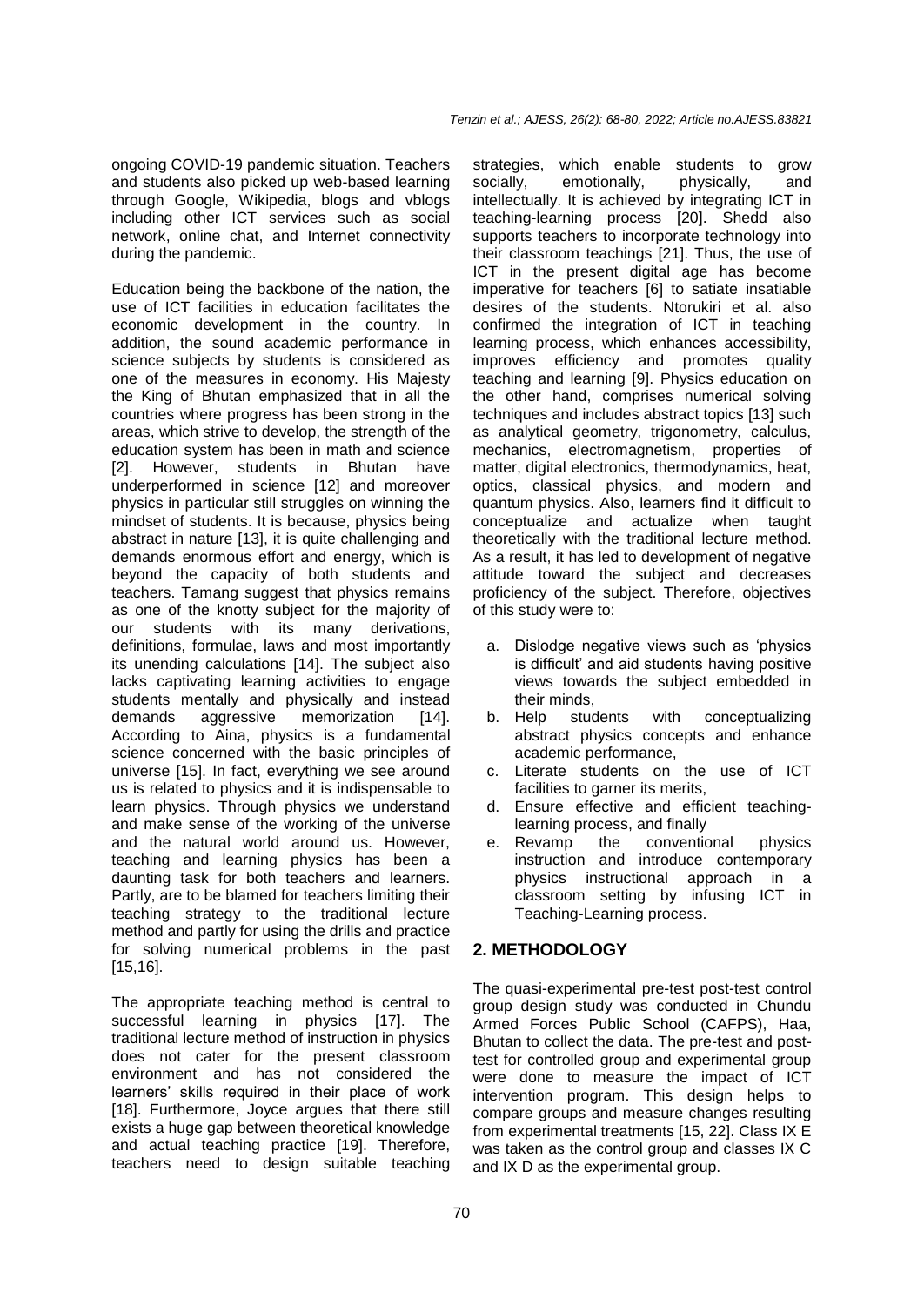ongoing COVID-19 pandemic situation. Teachers and students also picked up web-based learning through Google, Wikipedia, blogs and vblogs including other ICT services such as social network, online chat, and Internet connectivity during the pandemic.

Education being the backbone of the nation, the use of ICT facilities in education facilitates the economic development in the country. In addition, the sound academic performance in science subjects by students is considered as one of the measures in economy. His Majesty the King of Bhutan emphasized that in all the countries where progress has been strong in the areas, which strive to develop, the strength of the education system has been in math and science [2]. However, students in Bhutan have underperformed in science [12] and moreover physics in particular still struggles on winning the mindset of students. It is because, physics being abstract in nature [13], it is quite challenging and demands enormous effort and energy, which is beyond the capacity of both students and teachers. Tamang suggest that physics remains as one of the knotty subject for the majority of our students with its many derivations, definitions, formulae, laws and most importantly its unending calculations [14]. The subject also lacks captivating learning activities to engage students mentally and physically and instead demands aggressive memorization [14]. According to Aina, physics is a fundamental science concerned with the basic principles of universe [15]. In fact, everything we see around us is related to physics and it is indispensable to learn physics. Through physics we understand and make sense of the working of the universe and the natural world around us. However, teaching and learning physics has been a daunting task for both teachers and learners. Partly, are to be blamed for teachers limiting their teaching strategy to the traditional lecture method and partly for using the drills and practice for solving numerical problems in the past [15,16].

The appropriate teaching method is central to successful learning in physics [17]. The traditional lecture method of instruction in physics does not cater for the present classroom environment and has not considered the learners' skills required in their place of work [18]. Furthermore, Joyce argues that there still exists a huge gap between theoretical knowledge and actual teaching practice [19]. Therefore, teachers need to design suitable teaching strategies, which enable students to grow socially, emotionally, physically, and intellectually. It is achieved by integrating ICT in teaching-learning process [20]. Shedd also supports teachers to incorporate technology into their classroom teachings [21]. Thus, the use of ICT in the present digital age has become imperative for teachers [6] to satiate insatiable desires of the students. Ntorukiri et al. also confirmed the integration of ICT in teaching learning process, which enhances accessibility, improves efficiency and promotes quality teaching and learning [9]. Physics education on the other hand, comprises numerical solving techniques and includes abstract topics [13] such as analytical geometry, trigonometry, calculus, mechanics, electromagnetism, properties of matter, digital electronics, thermodynamics, heat, optics, classical physics, and modern and quantum physics. Also, learners find it difficult to conceptualize and actualize when taught theoretically with the traditional lecture method. As a result, it has led to development of negative attitude toward the subject and decreases proficiency of the subject. Therefore, objectives of this study were to:

a. Dislodge negative views such as 'physics is difficult' and aid students having positive views towards the subject embedded in their minds,
b. Help students with conceptualizing abstract physics concepts and enhance academic performance,
c. Literate students on the use of ICT facilities to garner its merits,
d. Ensure effective and efficient teaching-learning process, and finally
e. Revamp the conventional physics instruction and introduce contemporary physics instructional approach in a classroom setting by infusing ICT in Teaching-Learning process.

## 2. METHODOLOGY

The quasi-experimental pre-test post-test control group design study was conducted in Chundu Armed Forces Public School (CAFPS), Haa, Bhutan to collect the data. The pre-test and post-test for controlled group and experimental group were done to measure the impact of ICT intervention program. This design helps to compare groups and measure changes resulting from experimental treatments [15, 22]. Class IX E was taken as the control group and classes IX C and IX D as the experimental group.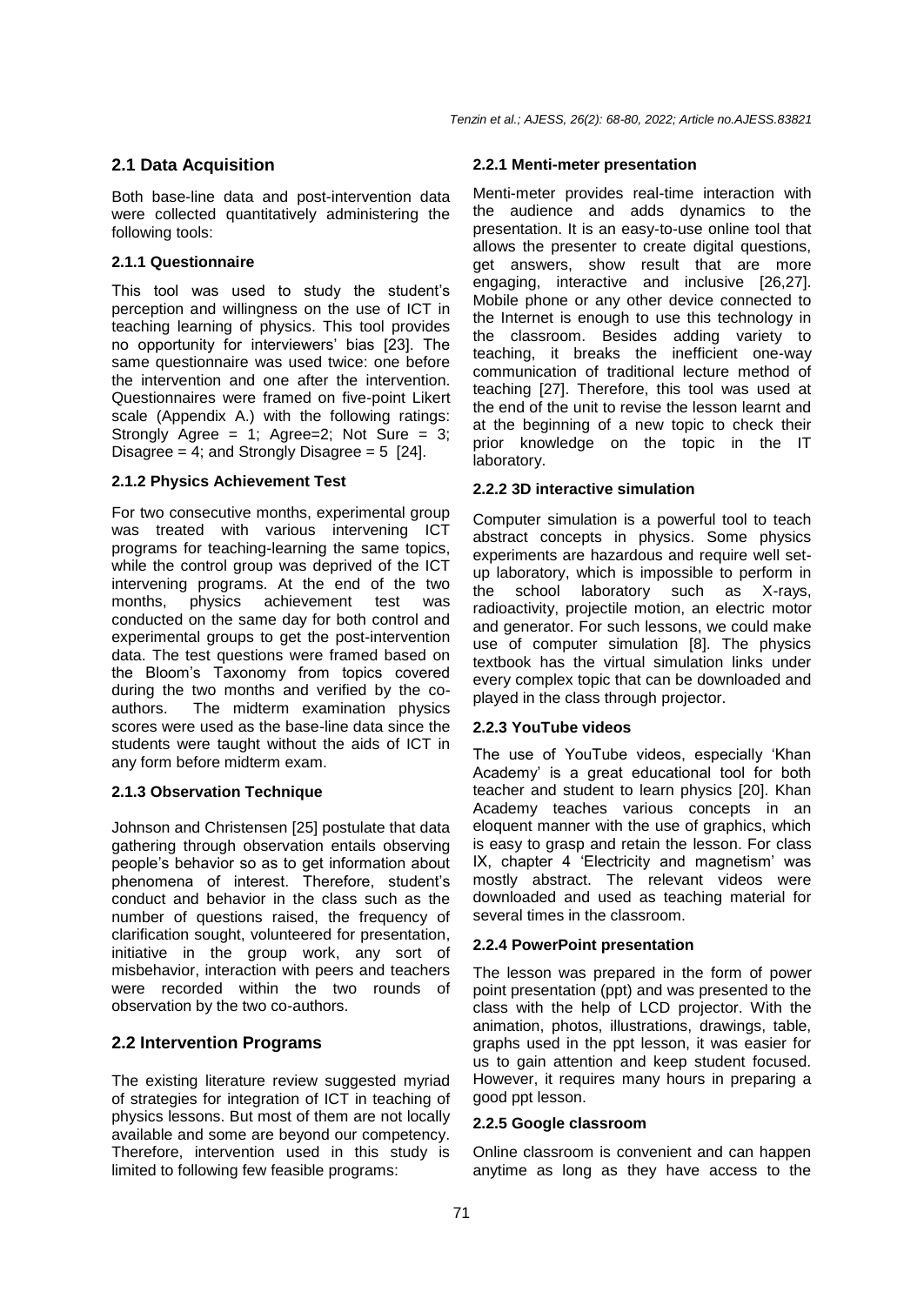## 2.1 Data Acquisition

Both base-line data and post-intervention data were collected quantitatively administering the following tools:

### 2.1.1 Questionnaire

This tool was used to study the student's perception and willingness on the use of ICT in teaching learning of physics. This tool provides no opportunity for interviewers' bias [23]. The same questionnaire was used twice: one before the intervention and one after the intervention. Questionnaires were framed on five-point Likert scale (Appendix A.) with the following ratings: Strongly Agree = 1; Agree=2; Not Sure = 3; Disagree = 4; and Strongly Disagree = 5 [24].

### 2.1.2 Physics Achievement Test

For two consecutive months, experimental group was treated with various intervening ICT programs for teaching-learning the same topics, while the control group was deprived of the ICT intervening programs. At the end of the two months, physics achievement test was conducted on the same day for both control and experimental groups to get the post-intervention data. The test questions were framed based on the Bloom's Taxonomy from topics covered during the two months and verified by the co-authors. The midterm examination physics scores were used as the base-line data since the students were taught without the aids of ICT in any form before midterm exam.

### 2.1.3 Observation Technique

Johnson and Christensen [25] postulate that data gathering through observation entails observing people's behavior so as to get information about phenomena of interest. Therefore, student's conduct and behavior in the class such as the number of questions raised, the frequency of clarification sought, volunteered for presentation, initiative in the group work, any sort of misbehavior, interaction with peers and teachers were recorded within the two rounds of observation by the two co-authors.

## 2.2 Intervention Programs

The existing literature review suggested myriad of strategies for integration of ICT in teaching of physics lessons. But most of them are not locally available and some are beyond our competency. Therefore, intervention used in this study is limited to following few feasible programs:

### 2.2.1 Menti-meter presentation

Menti-meter provides real-time interaction with the audience and adds dynamics to the presentation. It is an easy-to-use online tool that allows the presenter to create digital questions, get answers, show result that are more engaging, interactive and inclusive [26,27]. Mobile phone or any other device connected to the Internet is enough to use this technology in the classroom. Besides adding variety to teaching, it breaks the inefficient one-way communication of traditional lecture method of teaching [27]. Therefore, this tool was used at the end of the unit to revise the lesson learnt and at the beginning of a new topic to check their prior knowledge on the topic in the IT laboratory.

### 2.2.2 3D interactive simulation

Computer simulation is a powerful tool to teach abstract concepts in physics. Some physics experiments are hazardous and require well set-up laboratory, which is impossible to perform in the school laboratory such as X-rays, radioactivity, projectile motion, an electric motor and generator. For such lessons, we could make use of computer simulation [8]. The physics textbook has the virtual simulation links under every complex topic that can be downloaded and played in the class through projector.

### 2.2.3 YouTube videos

The use of YouTube videos, especially 'Khan Academy' is a great educational tool for both teacher and student to learn physics [20]. Khan Academy teaches various concepts in an eloquent manner with the use of graphics, which is easy to grasp and retain the lesson. For class IX, chapter 4 'Electricity and magnetism' was mostly abstract. The relevant videos were downloaded and used as teaching material for several times in the classroom.

### 2.2.4 PowerPoint presentation

The lesson was prepared in the form of power point presentation (ppt) and was presented to the class with the help of LCD projector. With the animation, photos, illustrations, drawings, table, graphs used in the ppt lesson, it was easier for us to gain attention and keep student focused. However, it requires many hours in preparing a good ppt lesson.

### 2.2.5 Google classroom

Online classroom is convenient and can happen anytime as long as they have access to the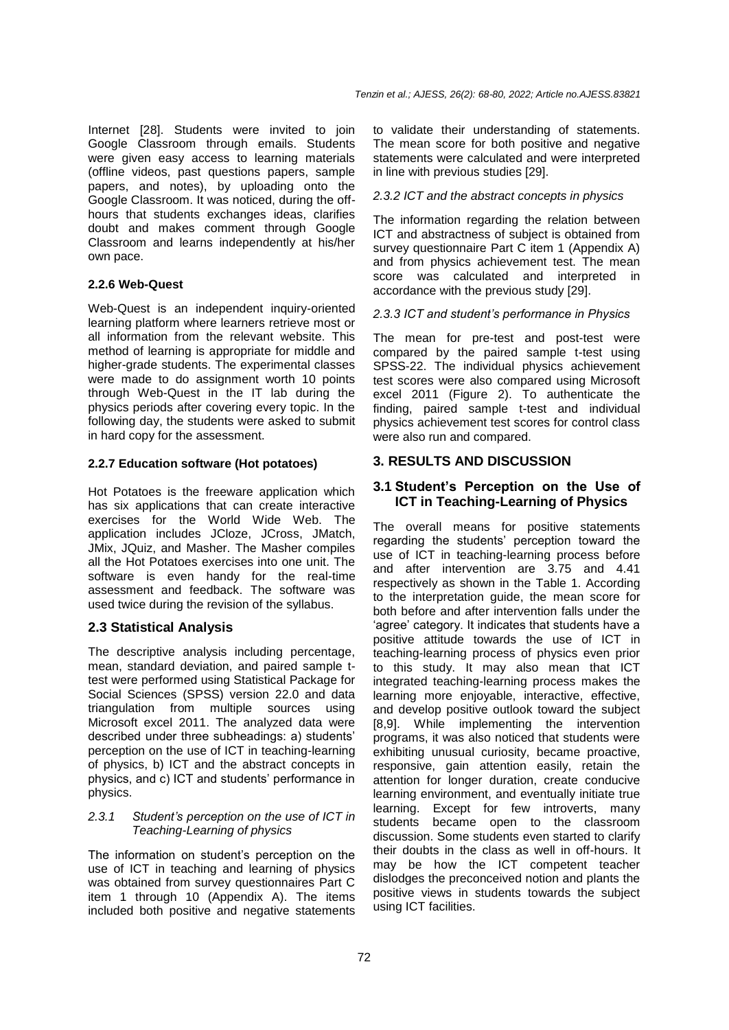Internet [28]. Students were invited to join Google Classroom through emails. Students were given easy access to learning materials (offline videos, past questions papers, sample papers, and notes), by uploading onto the Google Classroom. It was noticed, during the off-hours that students exchanges ideas, clarifies doubt and makes comment through Google Classroom and learns independently at his/her own pace.

#### 2.2.6 Web-Quest

Web-Quest is an independent inquiry-oriented learning platform where learners retrieve most or all information from the relevant website. This method of learning is appropriate for middle and higher-grade students. The experimental classes were made to do assignment worth 10 points through Web-Quest in the IT lab during the physics periods after covering every topic. In the following day, the students were asked to submit in hard copy for the assessment.

#### 2.2.7 Education software (Hot potatoes)

Hot Potatoes is the freeware application which has six applications that can create interactive exercises for the World Wide Web. The application includes JCloze, JCross, JMatch, JMix, JQuiz, and Masher. The Masher compiles all the Hot Potatoes exercises into one unit. The software is even handy for the real-time assessment and feedback. The software was used twice during the revision of the syllabus.

### 2.3 Statistical Analysis

The descriptive analysis including percentage, mean, standard deviation, and paired sample t-test were performed using Statistical Package for Social Sciences (SPSS) version 22.0 and data triangulation from multiple sources using Microsoft excel 2011. The analyzed data were described under three subheadings: a) students' perception on the use of ICT in teaching-learning of physics, b) ICT and the abstract concepts in physics, and c) ICT and students' performance in physics.

#### *2.3.1 Student's perception on the use of ICT in Teaching-Learning of physics*

The information on student's perception on the use of ICT in teaching and learning of physics was obtained from survey questionnaires Part C item 1 through 10 (Appendix A). The items included both positive and negative statements to validate their understanding of statements. The mean score for both positive and negative statements were calculated and were interpreted in line with previous studies [29].

#### *2.3.2 ICT and the abstract concepts in physics*

The information regarding the relation between ICT and abstractness of subject is obtained from survey questionnaire Part C item 1 (Appendix A) and from physics achievement test. The mean score was calculated and interpreted in accordance with the previous study [29].

#### *2.3.3 ICT and student's performance in Physics*

The mean for pre-test and post-test were compared by the paired sample t-test using SPSS-22. The individual physics achievement test scores were also compared using Microsoft excel 2011 (Figure 2). To authenticate the finding, paired sample t-test and individual physics achievement test scores for control class were also run and compared.

## 3. RESULTS AND DISCUSSION

### 3.1 Student's Perception on the Use of ICT in Teaching-Learning of Physics

The overall means for positive statements regarding the students' perception toward the use of ICT in teaching-learning process before and after intervention are 3.75 and 4.41 respectively as shown in the Table 1. According to the interpretation guide, the mean score for both before and after intervention falls under the 'agree' category. It indicates that students have a positive attitude towards the use of ICT in teaching-learning process of physics even prior to this study. It may also mean that ICT integrated teaching-learning process makes the learning more enjoyable, interactive, effective, and develop positive outlook toward the subject [8,9]. While implementing the intervention programs, it was also noticed that students were exhibiting unusual curiosity, became proactive, responsive, gain attention easily, retain the attention for longer duration, create conducive learning environment, and eventually initiate true learning. Except for few introverts, many students became open to the classroom discussion. Some students even started to clarify their doubts in the class as well in off-hours. It may be how the ICT competent teacher dislodges the preconceived notion and plants the positive views in students towards the subject using ICT facilities.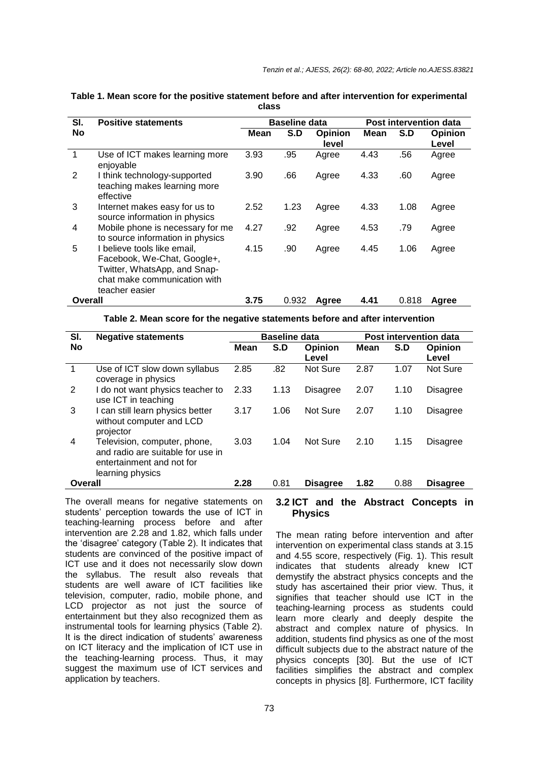**Table 1. Mean score for the positive statement before and after intervention for experimental class**

| Sl. No | Positive statements | Baseline data | | | Post intervention data | | |
|---|---|---|---|---|---|---|---|
| | | Mean | S.D | Opinion level | Mean | S.D | Opinion Level |
| 1 | Use of ICT makes learning more enjoyable | 3.93 | .95 | Agree | 4.43 | .56 | Agree |
| 2 | I think technology-supported teaching makes learning more effective | 3.90 | .66 | Agree | 4.33 | .60 | Agree |
| 3 | Internet makes easy for us to source information in physics | 2.52 | 1.23 | Agree | 4.33 | 1.08 | Agree |
| 4 | Mobile phone is necessary for me to source information in physics | 4.27 | .92 | Agree | 4.53 | .79 | Agree |
| 5 | I believe tools like email, Facebook, We-Chat, Google+, Twitter, WhatsApp, and Snap-chat make communication with teacher easier | 4.15 | .90 | Agree | 4.45 | 1.06 | Agree |
| **Overall** | | **3.75** | 0.932 | **Agree** | **4.41** | 0.818 | **Agree** |

**Table 2. Mean score for the negative statements before and after intervention**

| Sl. No | Negative statements | Baseline data | | | Post intervention data | | |
|---|---|---|---|---|---|---|---|
| | | Mean | S.D | Opinion Level | Mean | S.D | Opinion Level |
| 1 | Use of ICT slow down syllabus coverage in physics | 2.85 | .82 | Not Sure | 2.87 | 1.07 | Not Sure |
| 2 | I do not want physics teacher to use ICT in teaching | 2.33 | 1.13 | Disagree | 2.07 | 1.10 | Disagree |
| 3 | I can still learn physics better without computer and LCD projector | 3.17 | 1.06 | Not Sure | 2.07 | 1.10 | Disagree |
| 4 | Television, computer, phone, and radio are suitable for use in entertainment and not for learning physics | 3.03 | 1.04 | Not Sure | 2.10 | 1.15 | Disagree |
| **Overall** | | **2.28** | 0.81 | **Disagree** | **1.82** | 0.88 | **Disagree** |

The overall means for negative statements on students' perception towards the use of ICT in teaching-learning process before and after intervention are 2.28 and 1.82, which falls under the 'disagree' category (Table 2). It indicates that students are convinced of the positive impact of ICT use and it does not necessarily slow down the syllabus. The result also reveals that students are well aware of ICT facilities like television, computer, radio, mobile phone, and LCD projector as not just the source of entertainment but they also recognized them as instrumental tools for learning physics (Table 2). It is the direct indication of students' awareness on ICT literacy and the implication of ICT use in the teaching-learning process. Thus, it may suggest the maximum use of ICT services and application by teachers.

### 3.2 ICT and the Abstract Concepts in Physics

The mean rating before intervention and after intervention on experimental class stands at 3.15 and 4.55 score, respectively (Fig. 1). This result indicates that students already knew ICT demystify the abstract physics concepts and the study has ascertained their prior view. Thus, it signifies that teacher should use ICT in the teaching-learning process as students could learn more clearly and deeply despite the abstract and complex nature of physics. In addition, students find physics as one of the most difficult subjects due to the abstract nature of the physics concepts [30]. But the use of ICT facilities simplifies the abstract and complex concepts in physics [8]. Furthermore, ICT facility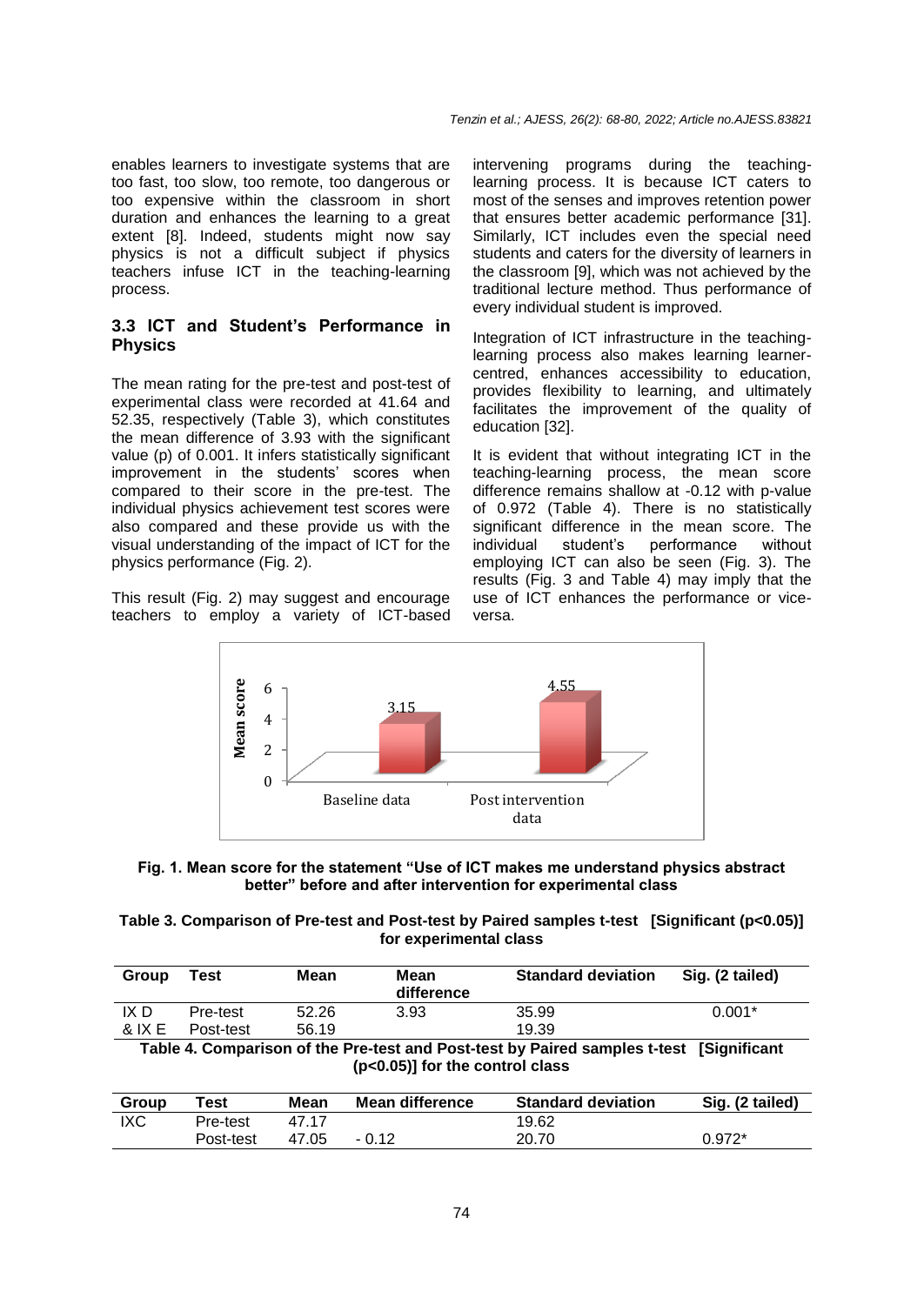enables learners to investigate systems that are too fast, too slow, too remote, too dangerous or too expensive within the classroom in short duration and enhances the learning to a great extent [8]. Indeed, students might now say physics is not a difficult subject if physics teachers infuse ICT in the teaching-learning process.

### 3.3 ICT and Student's Performance in Physics

The mean rating for the pre-test and post-test of experimental class were recorded at 41.64 and 52.35, respectively (Table 3), which constitutes the mean difference of 3.93 with the significant value (p) of 0.001. It infers statistically significant improvement in the students' scores when compared to their score in the pre-test. The individual physics achievement test scores were also compared and these provide us with the visual understanding of the impact of ICT for the physics performance (Fig. 2).

This result (Fig. 2) may suggest and encourage teachers to employ a variety of ICT-based intervening programs during the teaching-learning process. It is because ICT caters to most of the senses and improves retention power that ensures better academic performance [31]. Similarly, ICT includes even the special need students and caters for the diversity of learners in the classroom [9], which was not achieved by the traditional lecture method. Thus performance of every individual student is improved.

Integration of ICT infrastructure in the teaching-learning process also makes learning learner-centred, enhances accessibility to education, provides flexibility to learning, and ultimately facilitates the improvement of the quality of education [32].

It is evident that without integrating ICT in the teaching-learning process, the mean score difference remains shallow at -0.12 with p-value of 0.972 (Table 4). There is no statistically significant difference in the mean score. The individual student's performance without employing ICT can also be seen (Fig. 3). The results (Fig. 3 and Table 4) may imply that the use of ICT enhances the performance or vice-versa.

**Fig. 1. Mean score for the statement "Use of ICT makes me understand physics abstract better" before and after intervention for experimental class**

**Table 3. Comparison of Pre-test and Post-test by Paired samples t-test [Significant (p<0.05)] for experimental class**

| Group | Test | Mean | Mean difference | Standard deviation | Sig. (2 tailed) |
|---|---|---|---|---|---|
| IX D | Pre-test | 52.26 | 3.93 | 35.99 | 0.001* |
| & IX E | Post-test | 56.19 | | 19.39 | |

**Table 4. Comparison of the Pre-test and Post-test by Paired samples t-test [Significant (p<0.05)] for the control class**

| Group | Test | Mean | Mean difference | Standard deviation | Sig. (2 tailed) |
|---|---|---|---|---|---|
| IXC | Pre-test | 47.17 | | 19.62 | |
| | Post-test | 47.05 | - 0.12 | 20.70 | 0.972* |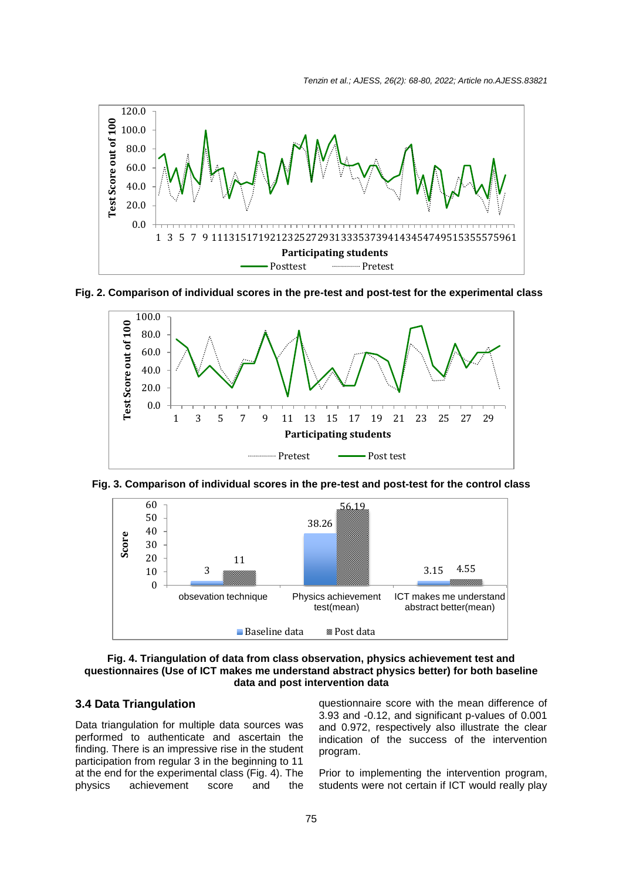Fig. 2. Comparison of individual scores in the pre-test and post-test for the experimental class

Fig. 3. Comparison of individual scores in the pre-test and post-test for the control class

Fig. 4. Triangulation of data from class observation, physics achievement test and questionnaires (Use of ICT makes me understand abstract physics better) for both baseline data and post intervention data

### 3.4 Data Triangulation

Data triangulation for multiple data sources was performed to authenticate and ascertain the finding. There is an impressive rise in the student participation from regular 3 in the beginning to 11 at the end for the experimental class (Fig. 4). The physics achievement score and the questionnaire score with the mean difference of 3.93 and -0.12, and significant p-values of 0.001 and 0.972, respectively also illustrate the clear indication of the success of the intervention program.

Prior to implementing the intervention program, students were not certain if ICT would really play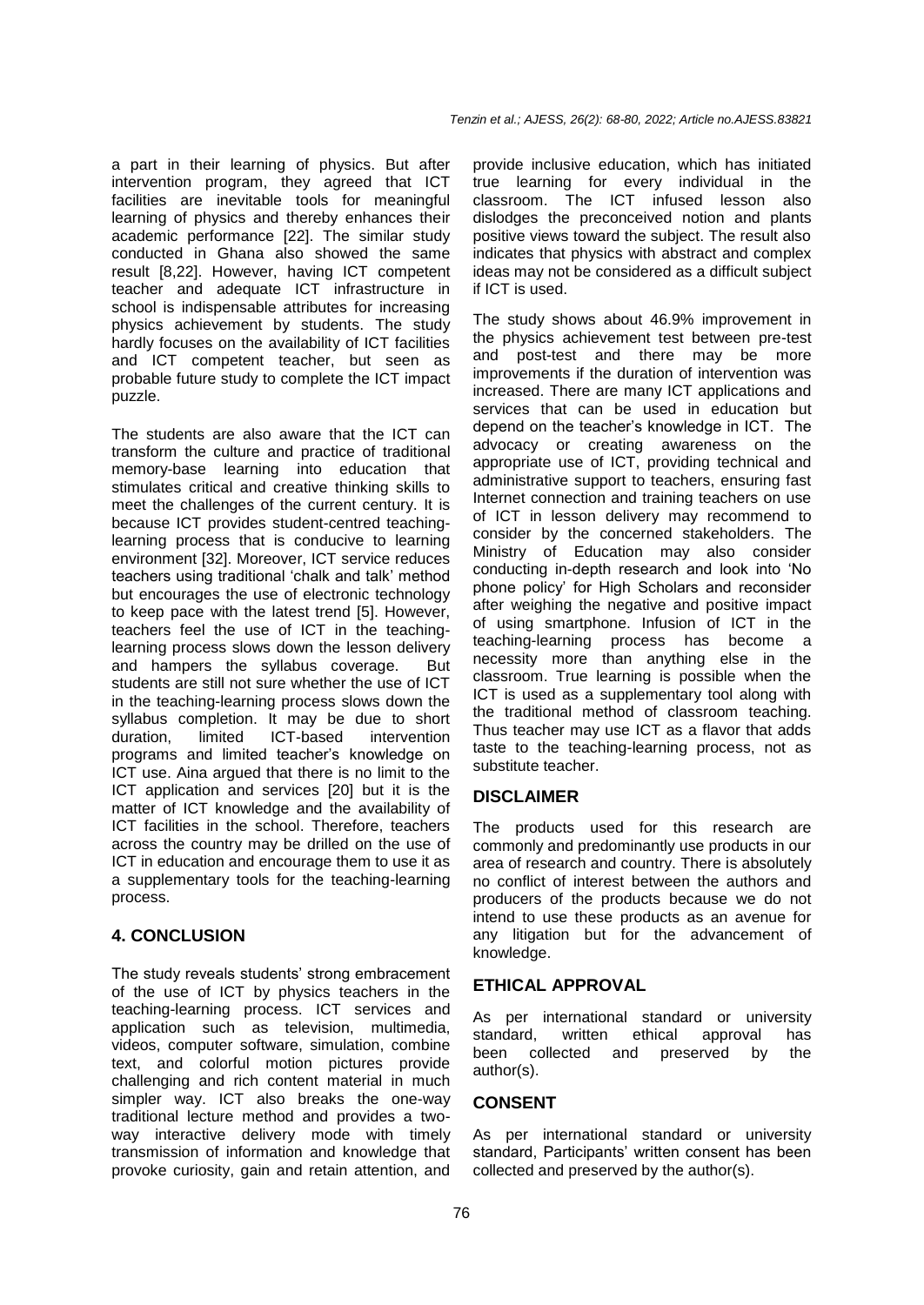a part in their learning of physics. But after intervention program, they agreed that ICT facilities are inevitable tools for meaningful learning of physics and thereby enhances their academic performance [22]. The similar study conducted in Ghana also showed the same result [8,22]. However, having ICT competent teacher and adequate ICT infrastructure in school is indispensable attributes for increasing physics achievement by students. The study hardly focuses on the availability of ICT facilities and ICT competent teacher, but seen as probable future study to complete the ICT impact puzzle.

The students are also aware that the ICT can transform the culture and practice of traditional memory-base learning into education that stimulates critical and creative thinking skills to meet the challenges of the current century. It is because ICT provides student-centred teaching-learning process that is conducive to learning environment [32]. Moreover, ICT service reduces teachers using traditional 'chalk and talk' method but encourages the use of electronic technology to keep pace with the latest trend [5]. However, teachers feel the use of ICT in the teaching-learning process slows down the lesson delivery and hampers the syllabus coverage. But students are still not sure whether the use of ICT in the teaching-learning process slows down the syllabus completion. It may be due to short duration, limited ICT-based intervention programs and limited teacher's knowledge on ICT use. Aina argued that there is no limit to the ICT application and services [20] but it is the matter of ICT knowledge and the availability of ICT facilities in the school. Therefore, teachers across the country may be drilled on the use of ICT in education and encourage them to use it as a supplementary tools for the teaching-learning process.

## 4. CONCLUSION

The study reveals students' strong embracement of the use of ICT by physics teachers in the teaching-learning process. ICT services and application such as television, multimedia, videos, computer software, simulation, combine text, and colorful motion pictures provide challenging and rich content material in much simpler way. ICT also breaks the one-way traditional lecture method and provides a two-way interactive delivery mode with timely transmission of information and knowledge that provoke curiosity, gain and retain attention, and provide inclusive education, which has initiated true learning for every individual in the classroom. The ICT infused lesson also dislodges the preconceived notion and plants positive views toward the subject. The result also indicates that physics with abstract and complex ideas may not be considered as a difficult subject if ICT is used.

The study shows about 46.9% improvement in the physics achievement test between pre-test and post-test and there may be more improvements if the duration of intervention was increased. There are many ICT applications and services that can be used in education but depend on the teacher's knowledge in ICT. The advocacy or creating awareness on the appropriate use of ICT, providing technical and administrative support to teachers, ensuring fast Internet connection and training teachers on use of ICT in lesson delivery may recommend to consider by the concerned stakeholders. The Ministry of Education may also consider conducting in-depth research and look into 'No phone policy' for High Scholars and reconsider after weighing the negative and positive impact of using smartphone. Infusion of ICT in the teaching-learning process has become a necessity more than anything else in the classroom. True learning is possible when the ICT is used as a supplementary tool along with the traditional method of classroom teaching. Thus teacher may use ICT as a flavor that adds taste to the teaching-learning process, not as substitute teacher.

## DISCLAIMER

The products used for this research are commonly and predominantly use products in our area of research and country. There is absolutely no conflict of interest between the authors and producers of the products because we do not intend to use these products as an avenue for any litigation but for the advancement of knowledge.

## ETHICAL APPROVAL

As per international standard or university standard, written ethical approval has been collected and preserved by the author(s).

## CONSENT

As per international standard or university standard, Participants' written consent has been collected and preserved by the author(s).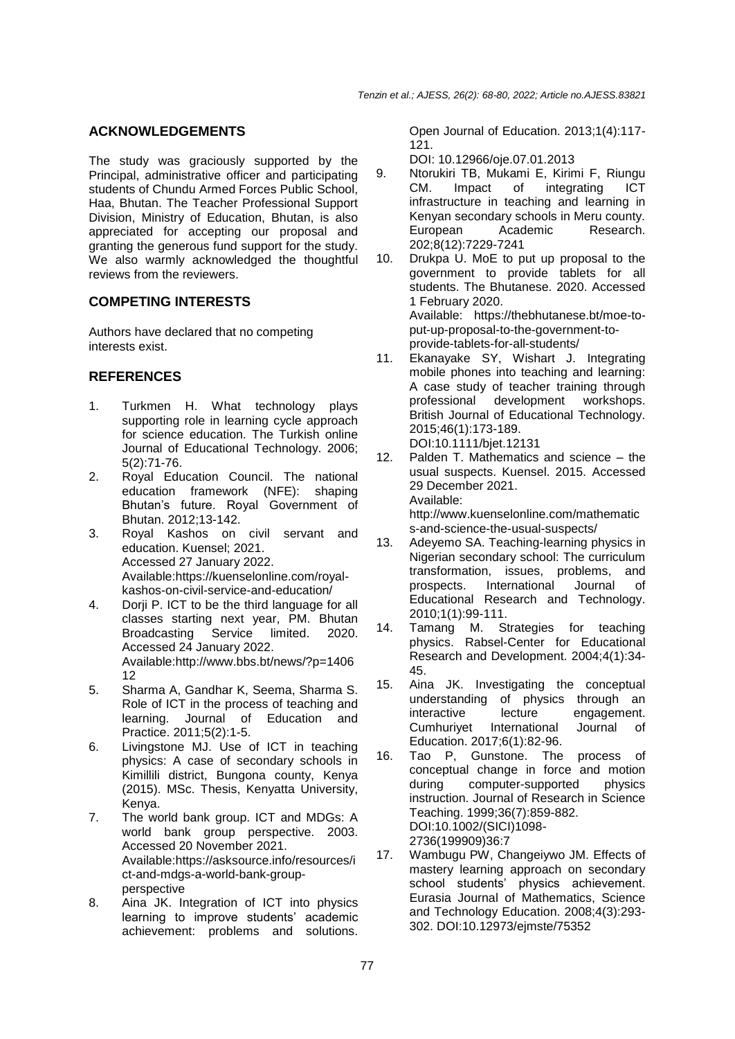## ACKNOWLEDGEMENTS

The study was graciously supported by the Principal, administrative officer and participating students of Chundu Armed Forces Public School, Haa, Bhutan. The Teacher Professional Support Division, Ministry of Education, Bhutan, is also appreciated for accepting our proposal and granting the generous fund support for the study. We also warmly acknowledged the thoughtful reviews from the reviewers.

## COMPETING INTERESTS

Authors have declared that no competing interests exist.

## REFERENCES

1. Turkmen H. What technology plays supporting role in learning cycle approach for science education. The Turkish online Journal of Educational Technology. 2006; 5(2):71-76.
2. Royal Education Council. The national education framework (NFE): shaping Bhutan's future. Royal Government of Bhutan. 2012;13-142.
3. Royal Kashos on civil servant and education. Kuensel; 2021. Accessed 27 January 2022. Available:https://kuenselonline.com/royal-kashos-on-civil-service-and-education/
4. Dorji P. ICT to be the third language for all classes starting next year, PM. Bhutan Broadcasting Service limited. 2020. Accessed 24 January 2022. Available:http://www.bbs.bt/news/?p=140612
5. Sharma A, Gandhar K, Seema, Sharma S. Role of ICT in the process of teaching and learning. Journal of Education and Practice. 2011;5(2):1-5.
6. Livingstone MJ. Use of ICT in teaching physics: A case of secondary schools in Kimillili district, Bungona county, Kenya (2015). MSc. Thesis, Kenyatta University, Kenya.
7. The world bank group. ICT and MDGs: A world bank group perspective. 2003. Accessed 20 November 2021. Available:https://asksource.info/resources/ict-and-mdgs-a-world-bank-group-perspective
8. Aina JK. Integration of ICT into physics learning to improve students' academic achievement: problems and solutions. Open Journal of Education. 2013;1(4):117-121. DOI: 10.12966/oje.07.01.2013
9. Ntorukiri TB, Mukami E, Kirimi F, Riungu CM. Impact of integrating ICT infrastructure in teaching and learning in Kenyan secondary schools in Meru county. European Academic Research. 202;8(12):7229-7241
10. Drukpa U. MoE to put up proposal to the government to provide tablets for all students. The Bhutanese. 2020. Accessed 1 February 2020. Available: https://thebhutanese.bt/moe-to-put-up-proposal-to-the-government-to-provide-tablets-for-all-students/
11. Ekanayake SY, Wishart J. Integrating mobile phones into teaching and learning: A case study of teacher training through professional development workshops. British Journal of Educational Technology. 2015;46(1):173-189. DOI:10.1111/bjet.12131
12. Palden T. Mathematics and science – the usual suspects. Kuensel. 2015. Accessed 29 December 2021. Available: http://www.kuenselonline.com/mathematics-and-science-the-usual-suspects/
13. Adeyemo SA. Teaching-learning physics in Nigerian secondary school: The curriculum transformation, issues, problems, and prospects. International Journal of Educational Research and Technology. 2010;1(1):99-111.
14. Tamang M. Strategies for teaching physics. Rabsel-Center for Educational Research and Development. 2004;4(1):34-45.
15. Aina JK. Investigating the conceptual understanding of physics through an interactive lecture engagement. Cumhuriyet International Journal of Education. 2017;6(1):82-96.
16. Tao P, Gunstone. The process of conceptual change in force and motion during computer-supported physics instruction. Journal of Research in Science Teaching. 1999;36(7):859-882. DOI:10.1002/(SICI)1098-2736(199909)36:7
17. Wambugu PW, Changeiywo JM. Effects of mastery learning approach on secondary school students' physics achievement. Eurasia Journal of Mathematics, Science and Technology Education. 2008;4(3):293-302. DOI:10.12973/ejmste/75352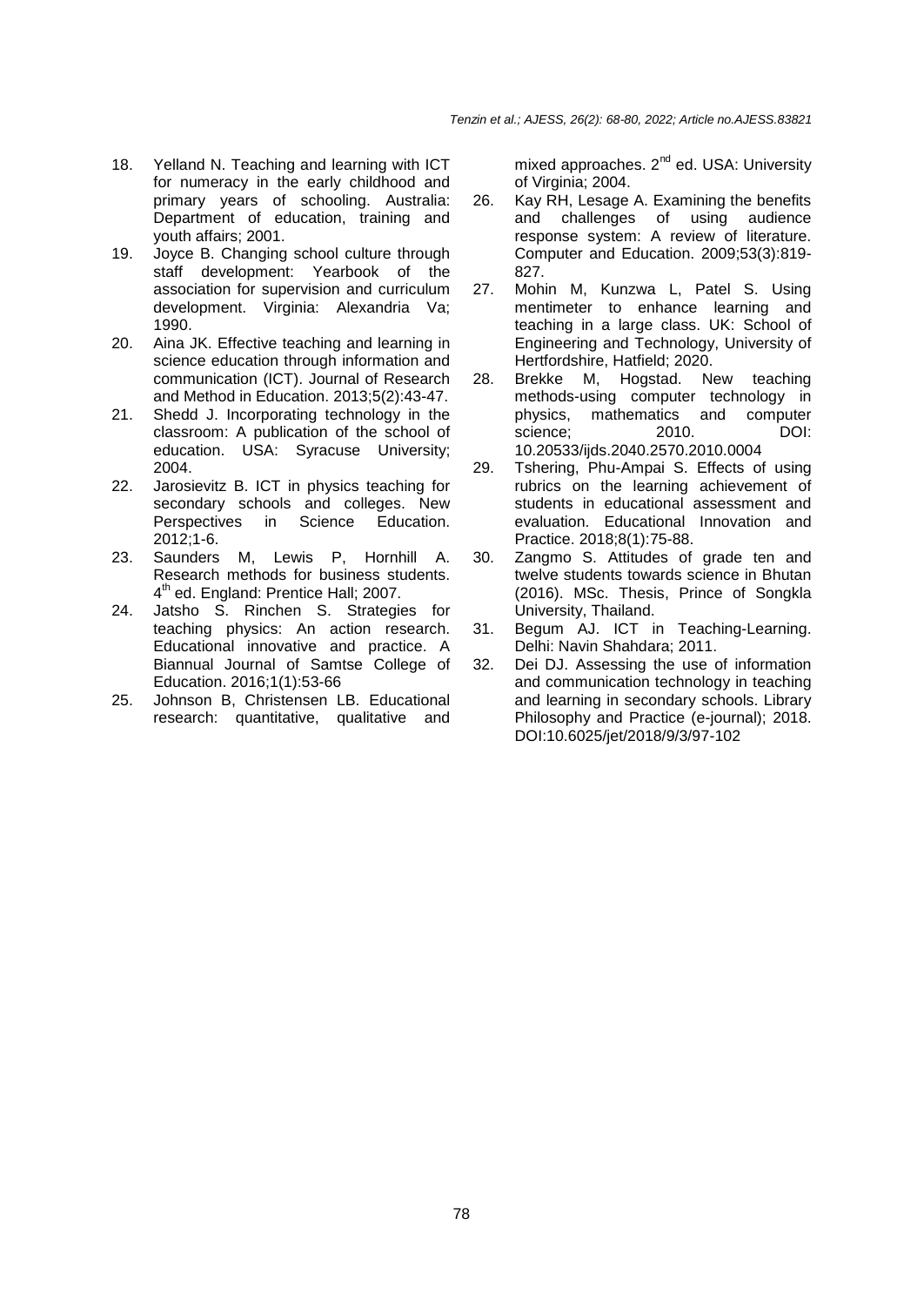18. Yelland N. Teaching and learning with ICT for numeracy in the early childhood and primary years of schooling. Australia: Department of education, training and youth affairs; 2001.
19. Joyce B. Changing school culture through staff development: Yearbook of the association for supervision and curriculum development. Virginia: Alexandria Va; 1990.
20. Aina JK. Effective teaching and learning in science education through information and communication (ICT). Journal of Research and Method in Education. 2013;5(2):43-47.
21. Shedd J. Incorporating technology in the classroom: A publication of the school of education. USA: Syracuse University; 2004.
22. Jarosievitz B. ICT in physics teaching for secondary schools and colleges. New Perspectives in Science Education. 2012;1-6.
23. Saunders M, Lewis P, Hornhill A. Research methods for business students. 4th ed. England: Prentice Hall; 2007.
24. Jatsho S. Rinchen S. Strategies for teaching physics: An action research. Educational innovative and practice. A Biannual Journal of Samtse College of Education. 2016;1(1):53-66
25. Johnson B, Christensen LB. Educational research: quantitative, qualitative and mixed approaches. 2nd ed. USA: University of Virginia; 2004.
26. Kay RH, Lesage A. Examining the benefits and challenges of using audience response system: A review of literature. Computer and Education. 2009;53(3):819-827.
27. Mohin M, Kunzwa L, Patel S. Using mentimeter to enhance learning and teaching in a large class. UK: School of Engineering and Technology, University of Hertfordshire, Hatfield; 2020.
28. Brekke M, Hogstad. New teaching methods-using computer technology in physics, mathematics and computer science; 2010. DOI: 10.20533/ijds.2040.2570.2010.0004
29. Tshering, Phu-Ampai S. Effects of using rubrics on the learning achievement of students in educational assessment and evaluation. Educational Innovation and Practice. 2018;8(1):75-88.
30. Zangmo S. Attitudes of grade ten and twelve students towards science in Bhutan (2016). MSc. Thesis, Prince of Songkla University, Thailand.
31. Begum AJ. ICT in Teaching-Learning. Delhi: Navin Shahdara; 2011.
32. Dei DJ. Assessing the use of information and communication technology in teaching and learning in secondary schools. Library Philosophy and Practice (e-journal); 2018. DOI:10.6025/jet/2018/9/3/97-102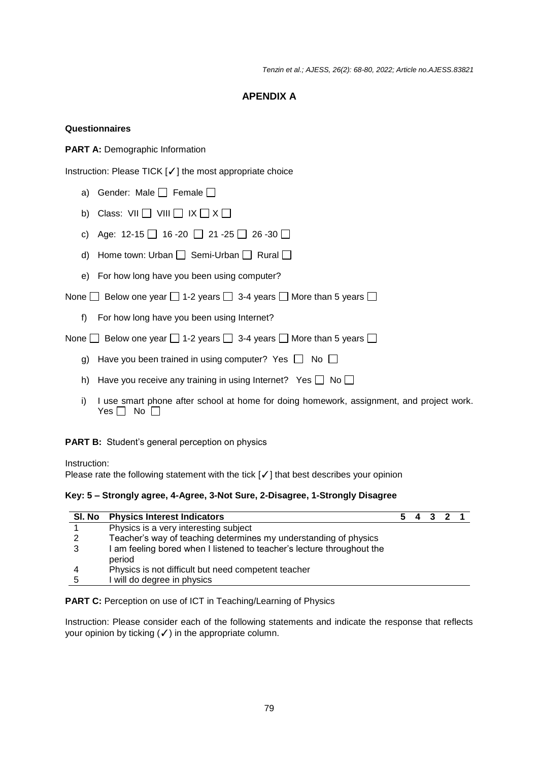## APENDIX A

**Questionnaires**

**PART A:** Demographic Information

Instruction: Please TICK [✓] the most appropriate choice

a) Gender: Male ☐ Female ☐

b) Class: VII ☐ VIII ☐ IX ☐ X ☐

c) Age: 12-15 ☐ 16 -20 ☐ 21 -25 ☐ 26 -30 ☐

d) Home town: Urban ☐ Semi-Urban ☐ Rural ☐

e) For how long have you been using computer?

None ☐ Below one year ☐ 1-2 years ☐ 3-4 years ☐ More than 5 years ☐

f) For how long have you been using Internet?

None ☐ Below one year ☐ 1-2 years ☐ 3-4 years ☐ More than 5 years ☐

g) Have you been trained in using computer? Yes ☐ No ☐

h) Have you receive any training in using Internet? Yes ☐ No ☐

i) I use smart phone after school at home for doing homework, assignment, and project work. Yes ☐ No ☐

**PART B:** Student's general perception on physics

Instruction:
Please rate the following statement with the tick [✓] that best describes your opinion

**Key: 5 – Strongly agree, 4-Agree, 3-Not Sure, 2-Disagree, 1-Strongly Disagree**

| Sl. No | Physics Interest Indicators | 5 | 4 | 3 | 2 | 1 |
|---|---|---|---|---|---|---|
| 1 | Physics is a very interesting subject | | | | | |
| 2 | Teacher's way of teaching determines my understanding of physics | | | | | |
| 3 | I am feeling bored when I listened to teacher's lecture throughout the period | | | | | |
| 4 | Physics is not difficult but need competent teacher | | | | | |
| 5 | I will do degree in physics | | | | | |

**PART C:** Perception on use of ICT in Teaching/Learning of Physics

Instruction: Please consider each of the following statements and indicate the response that reflects your opinion by ticking (✓) in the appropriate column.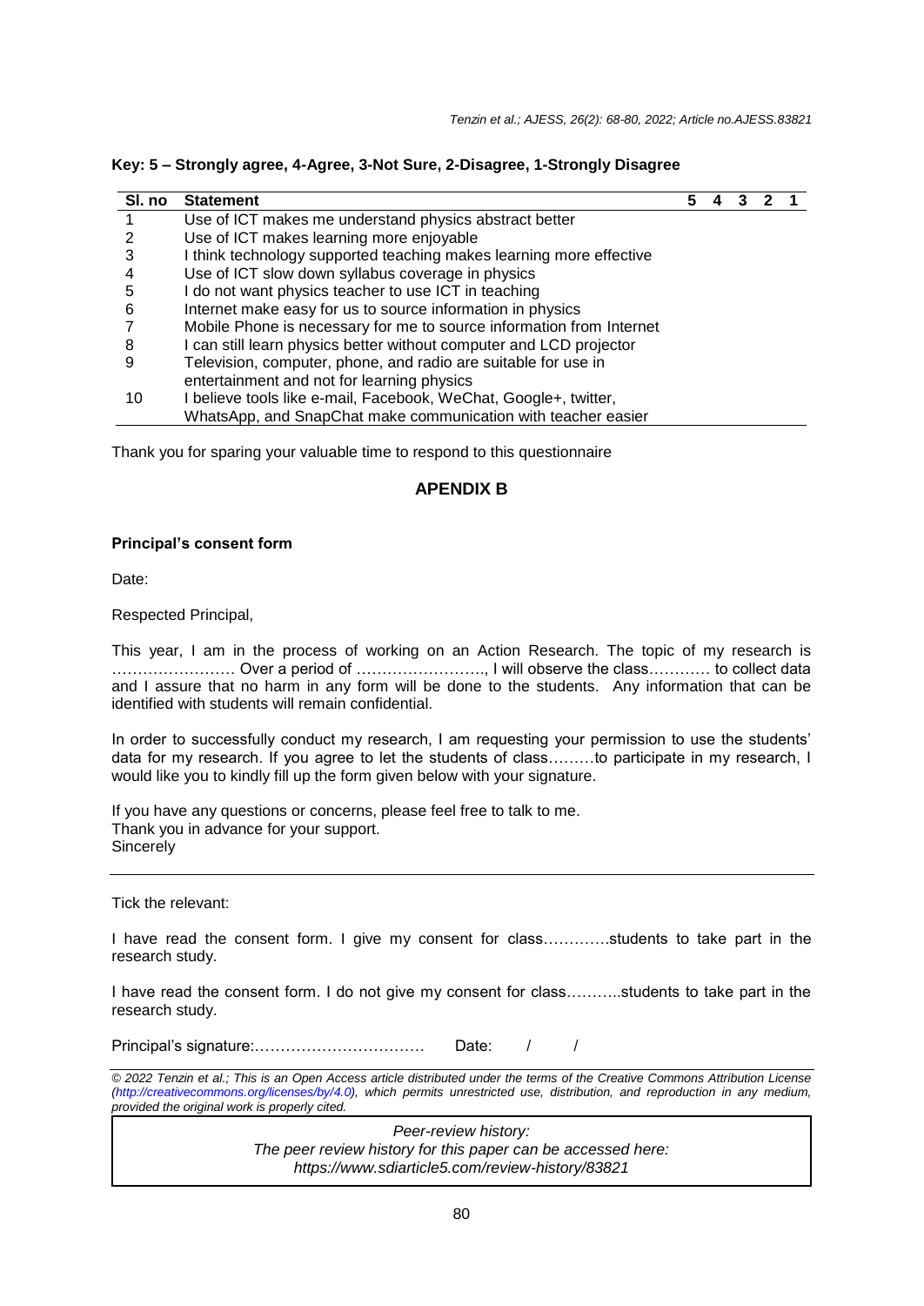**Key: 5 – Strongly agree, 4-Agree, 3-Not Sure, 2-Disagree, 1-Strongly Disagree**

| Sl. no | Statement | 5 | 4 | 3 | 2 | 1 |
|---|---|---|---|---|---|---|
| 1 | Use of ICT makes me understand physics abstract better | | | | | |
| 2 | Use of ICT makes learning more enjoyable | | | | | |
| 3 | I think technology supported teaching makes learning more effective | | | | | |
| 4 | Use of ICT slow down syllabus coverage in physics | | | | | |
| 5 | I do not want physics teacher to use ICT in teaching | | | | | |
| 6 | Internet make easy for us to source information in physics | | | | | |
| 7 | Mobile Phone is necessary for me to source information from Internet | | | | | |
| 8 | I can still learn physics better without computer and LCD projector | | | | | |
| 9 | Television, computer, phone, and radio are suitable for use in entertainment and not for learning physics | | | | | |
| 10 | I believe tools like e-mail, Facebook, WeChat, Google+, twitter, WhatsApp, and SnapChat make communication with teacher easier | | | | | |

Thank you for sparing your valuable time to respond to this questionnaire

## APENDIX B

**Principal's consent form**

Date:

Respected Principal,

This year, I am in the process of working on an Action Research. The topic of my research is …………………… Over a period of ……………………., I will observe the class………… to collect data and I assure that no harm in any form will be done to the students. Any information that can be identified with students will remain confidential.

In order to successfully conduct my research, I am requesting your permission to use the students' data for my research. If you agree to let the students of class………to participate in my research, I would like you to kindly fill up the form given below with your signature.

If you have any questions or concerns, please feel free to talk to me.
Thank you in advance for your support.
Sincerely

---

Tick the relevant:

I have read the consent form. I give my consent for class………….students to take part in the research study.

I have read the consent form. I do not give my consent for class………..students to take part in the research study.

Principal's signature:…………………………… Date: / /

*© 2022 Tenzin et al.; This is an Open Access article distributed under the terms of the Creative Commons Attribution License (http://creativecommons.org/licenses/by/4.0), which permits unrestricted use, distribution, and reproduction in any medium, provided the original work is properly cited.*

*Peer-review history:*
*The peer review history for this paper can be accessed here:*
*https://www.sdiarticle5.com/review-history/83821*